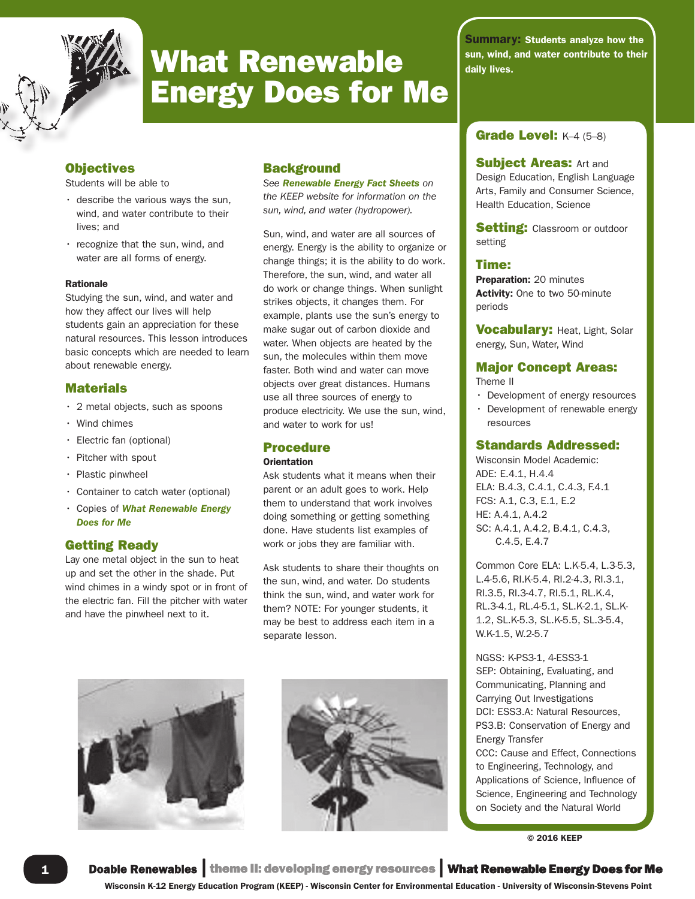# What Renewable Energy Does for Me

**Summary:** Students analyze how the sun, wind, and water contribute to their daily lives.

**Grade Level:** K–4 (5–8)

**Subject Areas:** Art and Design Education, English Language Arts, Family and Consumer Science, Health Education, Science

**Setting:** Classroom or outdoor setting

**Time:**
**Preparation:** 20 minutes
**Activity:** One to two 50-minute periods

**Vocabulary:** Heat, Light, Solar energy, Sun, Water, Wind

**Major Concept Areas:**
Theme II
- Development of energy resources
- Development of renewable energy resources

**Standards Addressed:**
Wisconsin Model Academic:
ADE: E.4.1, H.4.4
ELA: B.4.3, C.4.1, C.4.3, F.4.1
FCS: A.1, C.3, E.1, E.2
HE: A.4.1, A.4.2
SC: A.4.1, A.4.2, B.4.1, C.4.3, C.4.5, E.4.7

Common Core ELA: L.K-5.4, L.3-5.3, L.4-5.6, RI.K-5.4, RI.2-4.3, RI.3.1, RI.3.5, RI.3-4.7, RI.5.1, RL.K.4, RL.3-4.1, RL.4-5.1, SL.K-2.1, SL.K-1.2, SL.K-5.3, SL.K-5.5, SL.3-5.4, W.K-1.5, W.2-5.7

NGSS: K-PS3-1, 4-ESS3-1
SEP: Obtaining, Evaluating, and Communicating, Planning and Carrying Out Investigations
DCI: ESS3.A: Natural Resources, PS3.B: Conservation of Energy and Energy Transfer
CCC: Cause and Effect, Connections to Engineering, Technology, and Applications of Science, Influence of Science, Engineering and Technology on Society and the Natural World

© 2016 KEEP

## Objectives

Students will be able to

- describe the various ways the sun, wind, and water contribute to their lives; and
- recognize that the sun, wind, and water are all forms of energy.

#### Rationale

Studying the sun, wind, and water and how they affect our lives will help students gain an appreciation for these natural resources. This lesson introduces basic concepts which are needed to learn about renewable energy.

## Materials

- 2 metal objects, such as spoons
- Wind chimes
- Electric fan (optional)
- Pitcher with spout
- Plastic pinwheel
- Container to catch water (optional)
- Copies of ***What Renewable Energy Does for Me***

## Getting Ready

Lay one metal object in the sun to heat up and set the other in the shade. Put wind chimes in a windy spot or in front of the electric fan. Fill the pitcher with water and have the pinwheel next to it.

## Background

*See* ***Renewable Energy Fact Sheets*** *on the KEEP website for information on the sun, wind, and water (hydropower).*

Sun, wind, and water are all sources of energy. Energy is the ability to organize or change things; it is the ability to do work. Therefore, the sun, wind, and water all do work or change things. When sunlight strikes objects, it changes them. For example, plants use the sun's energy to make sugar out of carbon dioxide and water. When objects are heated by the sun, the molecules within them move faster. Both wind and water can move objects over great distances. Humans use all three sources of energy to produce electricity. We use the sun, wind, and water to work for us!

## Procedure

#### Orientation

Ask students what it means when their parent or an adult goes to work. Help them to understand that work involves doing something or getting something done. Have students list examples of work or jobs they are familiar with.

Ask students to share their thoughts on the sun, wind, and water. Do students think the sun, wind, and water work for them? NOTE: For younger students, it may be best to address each item in a separate lesson.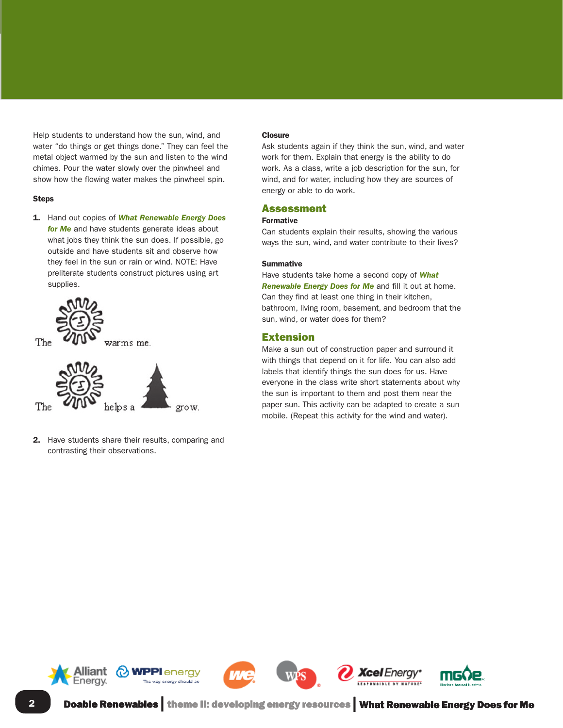Help students to understand how the sun, wind, and water “do things or get things done.” They can feel the metal object warmed by the sun and listen to the wind chimes. Pour the water slowly over the pinwheel and show how the flowing water makes the pinwheel spin.

**Steps**

1. Hand out copies of ***What Renewable Energy Does for Me*** and have students generate ideas about what jobs they think the sun does. If possible, go outside and have students sit and observe how they feel in the sun or rain or wind. NOTE: Have preliterate students construct pictures using art supplies.

   The [sun] warms me.

   The [sun] helps a [tree] grow.

2. Have students share their results, comparing and contrasting their observations.

**Closure**

Ask students again if they think the sun, wind, and water work for them. Explain that energy is the ability to do work. As a class, write a job description for the sun, for wind, and for water, including how they are sources of energy or able to do work.

## Assessment

**Formative**

Can students explain their results, showing the various ways the sun, wind, and water contribute to their lives?

**Summative**

Have students take home a second copy of ***What Renewable Energy Does for Me*** and fill it out at home. Can they find at least one thing in their kitchen, bathroom, living room, basement, and bedroom that the sun, wind, or water does for them?

## Extension

Make a sun out of construction paper and surround it with things that depend on it for life. You can also add labels that identify things the sun does for us. Have everyone in the class write short statements about why the sun is important to them and post them near the paper sun. This activity can be adapted to create a sun mobile. (Repeat this activity for the wind and water).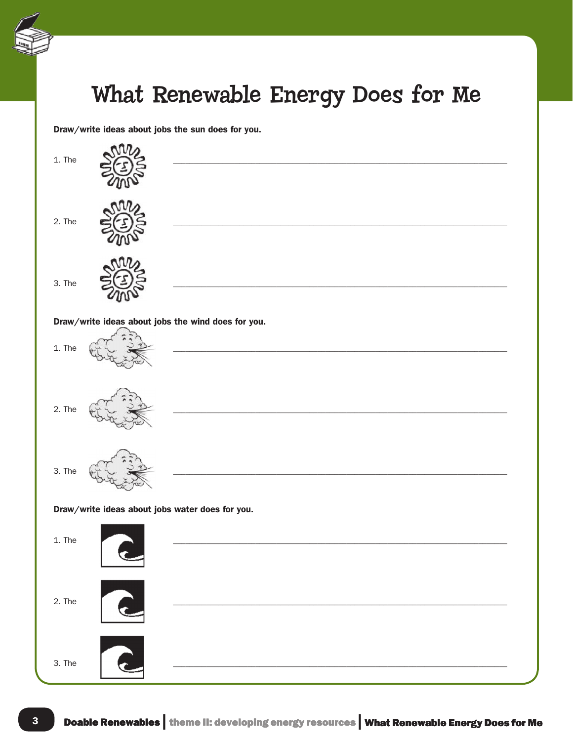# What Renewable Energy Does for Me

**Draw/write ideas about jobs the sun does for you.**

1. The ______________________________

2. The ______________________________

3. The ______________________________

**Draw/write ideas about jobs the wind does for you.**

1. The ______________________________

2. The ______________________________

3. The ______________________________

**Draw/write ideas about jobs water does for you.**

1. The ______________________________

2. The ______________________________

3. The ______________________________